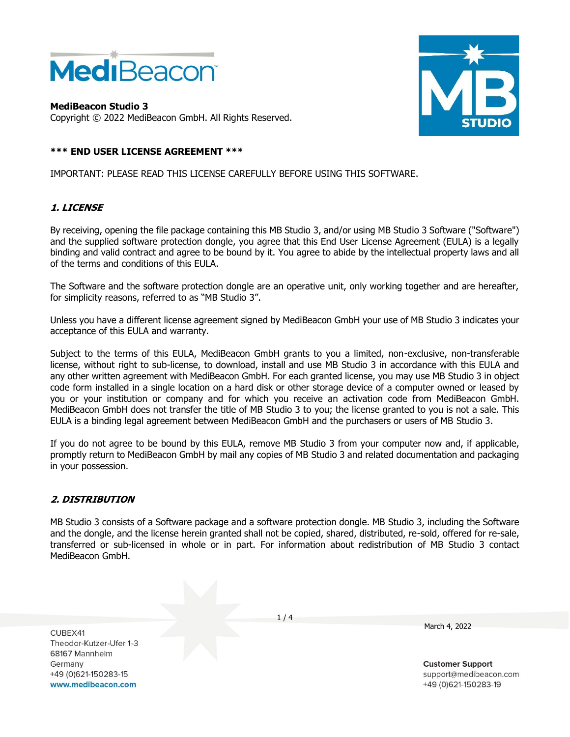**MediBeacon Studio 3**
Copyright © 2022 MediBeacon GmbH. All Rights Reserved.

**\*\*\* END USER LICENSE AGREEMENT \*\*\***

IMPORTANT: PLEASE READ THIS LICENSE CAREFULLY BEFORE USING THIS SOFTWARE.

## *1. LICENSE*

By receiving, opening the file package containing this MB Studio 3, and/or using MB Studio 3 Software ("Software") and the supplied software protection dongle, you agree that this End User License Agreement (EULA) is a legally binding and valid contract and agree to be bound by it. You agree to abide by the intellectual property laws and all of the terms and conditions of this EULA.

The Software and the software protection dongle are an operative unit, only working together and are hereafter, for simplicity reasons, referred to as "MB Studio 3".

Unless you have a different license agreement signed by MediBeacon GmbH your use of MB Studio 3 indicates your acceptance of this EULA and warranty.

Subject to the terms of this EULA, MediBeacon GmbH grants to you a limited, non-exclusive, non-transferable license, without right to sub-license, to download, install and use MB Studio 3 in accordance with this EULA and any other written agreement with MediBeacon GmbH. For each granted license, you may use MB Studio 3 in object code form installed in a single location on a hard disk or other storage device of a computer owned or leased by you or your institution or company and for which you receive an activation code from MediBeacon GmbH. MediBeacon GmbH does not transfer the title of MB Studio 3 to you; the license granted to you is not a sale. This EULA is a binding legal agreement between MediBeacon GmbH and the purchasers or users of MB Studio 3.

If you do not agree to be bound by this EULA, remove MB Studio 3 from your computer now and, if applicable, promptly return to MediBeacon GmbH by mail any copies of MB Studio 3 and related documentation and packaging in your possession.

## *2. DISTRIBUTION*

MB Studio 3 consists of a Software package and a software protection dongle. MB Studio 3, including the Software and the dongle, and the license herein granted shall not be copied, shared, distributed, re-sold, offered for re-sale, transferred or sub-licensed in whole or in part. For information about redistribution of MB Studio 3 contact MediBeacon GmbH.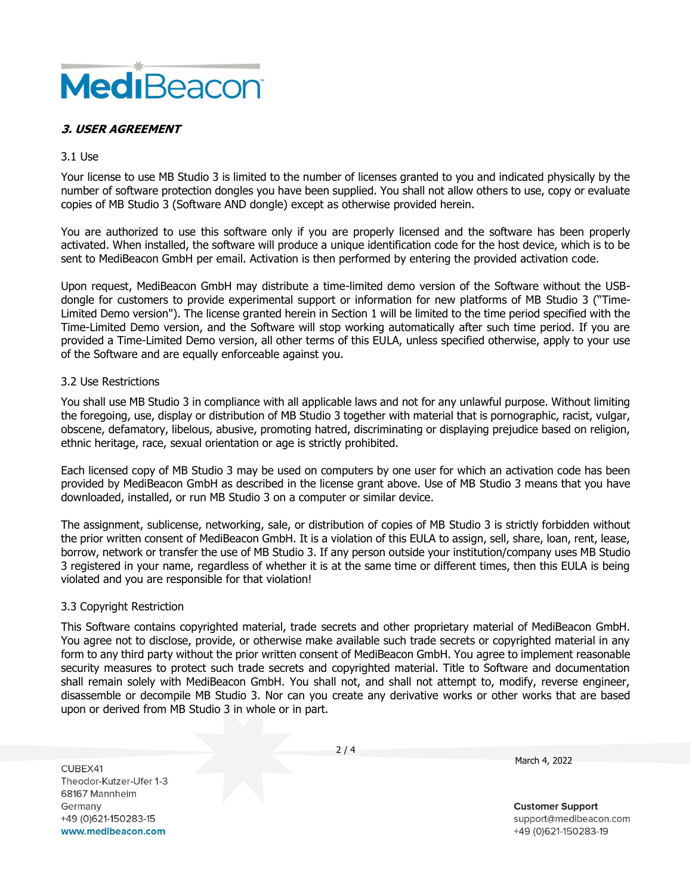### *3. USER AGREEMENT*

3.1 Use

Your license to use MB Studio 3 is limited to the number of licenses granted to you and indicated physically by the number of software protection dongles you have been supplied. You shall not allow others to use, copy or evaluate copies of MB Studio 3 (Software AND dongle) except as otherwise provided herein.

You are authorized to use this software only if you are properly licensed and the software has been properly activated. When installed, the software will produce a unique identification code for the host device, which is to be sent to MediBeacon GmbH per email. Activation is then performed by entering the provided activation code.

Upon request, MediBeacon GmbH may distribute a time-limited demo version of the Software without the USB-dongle for customers to provide experimental support or information for new platforms of MB Studio 3 ("Time-Limited Demo version"). The license granted herein in Section 1 will be limited to the time period specified with the Time-Limited Demo version, and the Software will stop working automatically after such time period. If you are provided a Time-Limited Demo version, all other terms of this EULA, unless specified otherwise, apply to your use of the Software and are equally enforceable against you.

3.2 Use Restrictions

You shall use MB Studio 3 in compliance with all applicable laws and not for any unlawful purpose. Without limiting the foregoing, use, display or distribution of MB Studio 3 together with material that is pornographic, racist, vulgar, obscene, defamatory, libelous, abusive, promoting hatred, discriminating or displaying prejudice based on religion, ethnic heritage, race, sexual orientation or age is strictly prohibited.

Each licensed copy of MB Studio 3 may be used on computers by one user for which an activation code has been provided by MediBeacon GmbH as described in the license grant above. Use of MB Studio 3 means that you have downloaded, installed, or run MB Studio 3 on a computer or similar device.

The assignment, sublicense, networking, sale, or distribution of copies of MB Studio 3 is strictly forbidden without the prior written consent of MediBeacon GmbH. It is a violation of this EULA to assign, sell, share, loan, rent, lease, borrow, network or transfer the use of MB Studio 3. If any person outside your institution/company uses MB Studio 3 registered in your name, regardless of whether it is at the same time or different times, then this EULA is being violated and you are responsible for that violation!

3.3 Copyright Restriction

This Software contains copyrighted material, trade secrets and other proprietary material of MediBeacon GmbH. You agree not to disclose, provide, or otherwise make available such trade secrets or copyrighted material in any form to any third party without the prior written consent of MediBeacon GmbH. You agree to implement reasonable security measures to protect such trade secrets and copyrighted material. Title to Software and documentation shall remain solely with MediBeacon GmbH. You shall not, and shall not attempt to, modify, reverse engineer, disassemble or decompile MB Studio 3. Nor can you create any derivative works or other works that are based upon or derived from MB Studio 3 in whole or in part.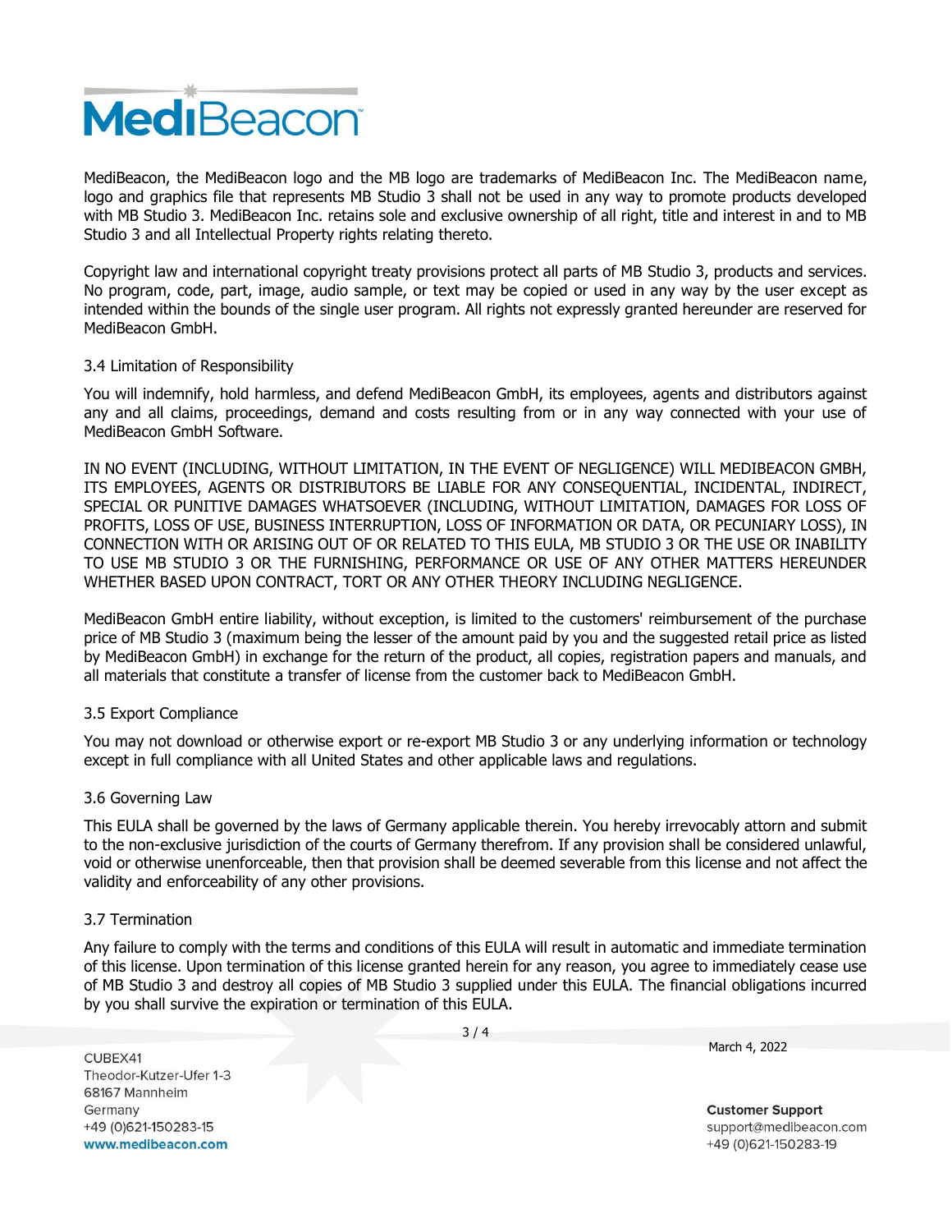MediBeacon, the MediBeacon logo and the MB logo are trademarks of MediBeacon Inc. The MediBeacon name, logo and graphics file that represents MB Studio 3 shall not be used in any way to promote products developed with MB Studio 3. MediBeacon Inc. retains sole and exclusive ownership of all right, title and interest in and to MB Studio 3 and all Intellectual Property rights relating thereto.

Copyright law and international copyright treaty provisions protect all parts of MB Studio 3, products and services. No program, code, part, image, audio sample, or text may be copied or used in any way by the user except as intended within the bounds of the single user program. All rights not expressly granted hereunder are reserved for MediBeacon GmbH.

### 3.4 Limitation of Responsibility

You will indemnify, hold harmless, and defend MediBeacon GmbH, its employees, agents and distributors against any and all claims, proceedings, demand and costs resulting from or in any way connected with your use of MediBeacon GmbH Software.

IN NO EVENT (INCLUDING, WITHOUT LIMITATION, IN THE EVENT OF NEGLIGENCE) WILL MEDIBEACON GMBH, ITS EMPLOYEES, AGENTS OR DISTRIBUTORS BE LIABLE FOR ANY CONSEQUENTIAL, INCIDENTAL, INDIRECT, SPECIAL OR PUNITIVE DAMAGES WHATSOEVER (INCLUDING, WITHOUT LIMITATION, DAMAGES FOR LOSS OF PROFITS, LOSS OF USE, BUSINESS INTERRUPTION, LOSS OF INFORMATION OR DATA, OR PECUNIARY LOSS), IN CONNECTION WITH OR ARISING OUT OF OR RELATED TO THIS EULA, MB STUDIO 3 OR THE USE OR INABILITY TO USE MB STUDIO 3 OR THE FURNISHING, PERFORMANCE OR USE OF ANY OTHER MATTERS HEREUNDER WHETHER BASED UPON CONTRACT, TORT OR ANY OTHER THEORY INCLUDING NEGLIGENCE.

MediBeacon GmbH entire liability, without exception, is limited to the customers' reimbursement of the purchase price of MB Studio 3 (maximum being the lesser of the amount paid by you and the suggested retail price as listed by MediBeacon GmbH) in exchange for the return of the product, all copies, registration papers and manuals, and all materials that constitute a transfer of license from the customer back to MediBeacon GmbH.

### 3.5 Export Compliance

You may not download or otherwise export or re-export MB Studio 3 or any underlying information or technology except in full compliance with all United States and other applicable laws and regulations.

### 3.6 Governing Law

This EULA shall be governed by the laws of Germany applicable therein. You hereby irrevocably attorn and submit to the non-exclusive jurisdiction of the courts of Germany therefrom. If any provision shall be considered unlawful, void or otherwise unenforceable, then that provision shall be deemed severable from this license and not affect the validity and enforceability of any other provisions.

### 3.7 Termination

Any failure to comply with the terms and conditions of this EULA will result in automatic and immediate termination of this license. Upon termination of this license granted herein for any reason, you agree to immediately cease use of MB Studio 3 and destroy all copies of MB Studio 3 supplied under this EULA. The financial obligations incurred by you shall survive the expiration or termination of this EULA.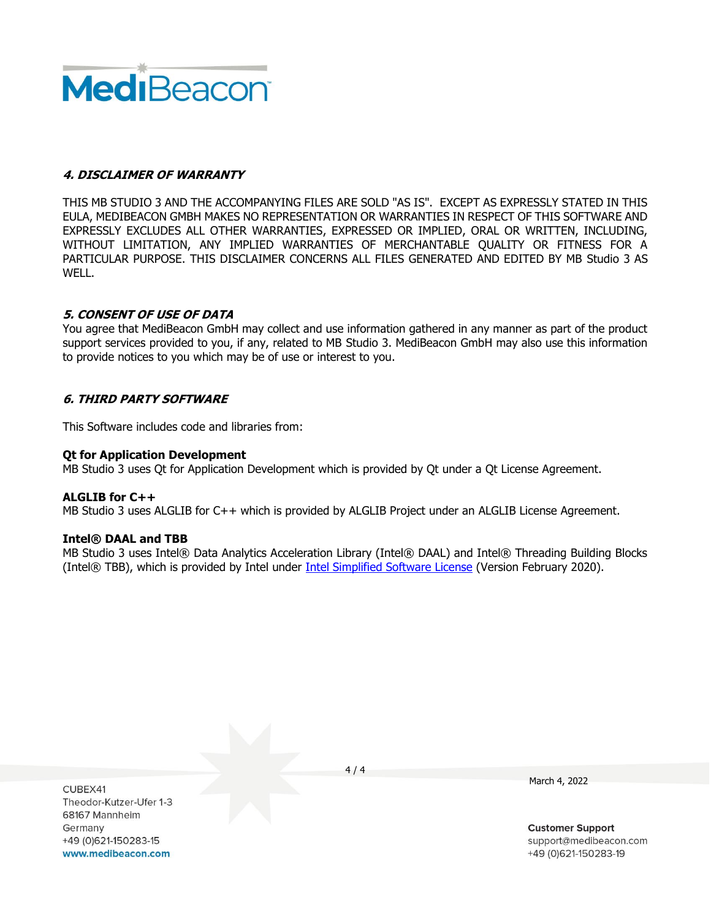### *4. DISCLAIMER OF WARRANTY*

THIS MB STUDIO 3 AND THE ACCOMPANYING FILES ARE SOLD "AS IS". EXCEPT AS EXPRESSLY STATED IN THIS EULA, MEDIBEACON GMBH MAKES NO REPRESENTATION OR WARRANTIES IN RESPECT OF THIS SOFTWARE AND EXPRESSLY EXCLUDES ALL OTHER WARRANTIES, EXPRESSED OR IMPLIED, ORAL OR WRITTEN, INCLUDING, WITHOUT LIMITATION, ANY IMPLIED WARRANTIES OF MERCHANTABLE QUALITY OR FITNESS FOR A PARTICULAR PURPOSE. THIS DISCLAIMER CONCERNS ALL FILES GENERATED AND EDITED BY MB Studio 3 AS WELL.

### *5. CONSENT OF USE OF DATA*

You agree that MediBeacon GmbH may collect and use information gathered in any manner as part of the product support services provided to you, if any, related to MB Studio 3. MediBeacon GmbH may also use this information to provide notices to you which may be of use or interest to you.

### *6. THIRD PARTY SOFTWARE*

This Software includes code and libraries from:

**Qt for Application Development**
MB Studio 3 uses Qt for Application Development which is provided by Qt under a Qt License Agreement.

**ALGLIB for C++**
MB Studio 3 uses ALGLIB for C++ which is provided by ALGLIB Project under an ALGLIB License Agreement.

**Intel® DAAL and TBB**
MB Studio 3 uses Intel® Data Analytics Acceleration Library (Intel® DAAL) and Intel® Threading Building Blocks (Intel® TBB), which is provided by Intel under Intel Simplified Software License (Version February 2020).

CUBEX41
Theodor-Kutzer-Ufer 1-3
68167 Mannheim
Germany
+49 (0)621-150283-15
www.medibeacon.com

March 4, 2022

**Customer Support**
support@medibeacon.com
+49 (0)621-150283-19